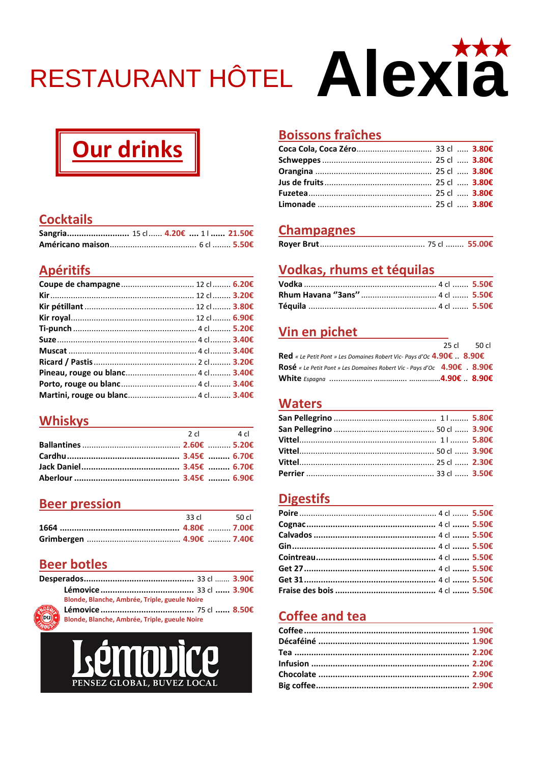# RESTAURANT HÔTEL Alexia ★★★

## Our drinks

## Cocktails

| | | |
|---|---|---|
| **Sangria** | 15 cl ...... **4.20€** | 1 l ...... **21.50€** |
| **Américano maison** | 6 cl | **5.50€** |

## Apéritifs

| | | |
|---|---|---|
| **Coupe de champagne** | 12 cl | **6.20€** |
| **Kir** | 12 cl | **3.20€** |
| **Kir pétillant** | 12 cl | **3.80€** |
| **Kir royal** | 12 cl | **6.90€** |
| **Ti-punch** | 4 cl | **5.20€** |
| **Suze** | 4 cl | **3.40€** |
| **Muscat** | 4 cl | **3.40€** |
| **Ricard / Pastis** | 2 cl | **3.20€** |
| **Pineau, rouge ou blanc** | 4 cl | **3.40€** |
| **Porto, rouge ou blanc** | 4 cl | **3.40€** |
| **Martini, rouge ou blanc** | 4 cl | **3.40€** |

## Whiskys

| | 2 cl | 4 cl |
|---|---|---|
| **Ballantines** | **2.60€** | **5.20€** |
| **Cardhu** | **3.45€** | **6.70€** |
| **Jack Daniel** | **3.45€** | **6.70€** |
| **Aberlour** | **3.45€** | **6.90€** |

## Beer pression

| | 33 cl | 50 cl |
|---|---|---|
| **1664** | **4.80€** | **7.00€** |
| **Grimbergen** | **4.90€** | **7.40€** |

## Beer botles

| | | |
|---|---|---|
| **Desperados** | 33 cl | **3.90€** |
| **Lémovice** – Blonde, Blanche, Ambrée, Triple, gueule Noire | 33 cl | **3.90€** |
| **Lémovice** – Blonde, Blanche, Ambrée, Triple, gueule Noire | 75 cl | **8.50€** |

Produit du Limousin

Lémovice – PENSEZ GLOBAL, BUVEZ LOCAL

## Boissons fraîches

| | | |
|---|---|---|
| **Coca Cola, Coca Zéro** | 33 cl | **3.80€** |
| **Schweppes** | 25 cl | **3.80€** |
| **Orangina** | 25 cl | **3.80€** |
| **Jus de fruits** | 25 cl | **3.80€** |
| **Fuzetea** | 25 cl | **3.80€** |
| **Limonade** | 25 cl | **3.80€** |

## Champagnes

| | | |
|---|---|---|
| **Royer Brut** | 75 cl | **55.00€** |

## Vodkas, rhums et téquilas

| | | |
|---|---|---|
| **Vodka** | 4 cl | **5.50€** |
| **Rhum Havana "3ans"** | 4 cl | **5.50€** |
| **Téquila** | 4 cl | **5.50€** |

## Vin en pichet

| | 25 cl | 50 cl |
|---|---|---|
| **Red** *« Le Petit Pont » Les Domaines Robert Vic- Pays d'Oc* | **4.90€** | **8.90€** |
| **Rosé** *« Le Petit Pont » Les Domaines Robert Vic - Pays d'Oc* | **4.90€** | **8.90€** |
| **White** *Espagna* | **4.90€** | **8.90€** |

## Waters

| | | |
|---|---|---|
| **San Pellegrino** | 1 l | **5.80€** |
| **San Pellegrino** | 50 cl | **3.90€** |
| **Vittel** | 1 l | **5.80€** |
| **Vittel** | 50 cl | **3.90€** |
| **Vittel** | 25 cl | **2.30€** |
| **Perrier** | 33 cl | **3.50€** |

## Digestifs

| | | |
|---|---|---|
| **Poire** | 4 cl | **5.50€** |
| **Cognac** | 4 cl | **5.50€** |
| **Calvados** | 4 cl | **5.50€** |
| **Gin** | 4 cl | **5.50€** |
| **Cointreau** | 4 cl | **5.50€** |
| **Get 27** | 4 cl | **5.50€** |
| **Get 31** | 4 cl | **5.50€** |
| **Fraise des bois** | 4 cl | **5.50€** |

## Coffee and tea

| | |
|---|---|
| **Coffee** | **1.90€** |
| **Décaféiné** | **1.90€** |
| **Tea** | **2.20€** |
| **Infusion** | **2.20€** |
| **Chocolate** | **2.90€** |
| **Big coffee** | **2.90€** |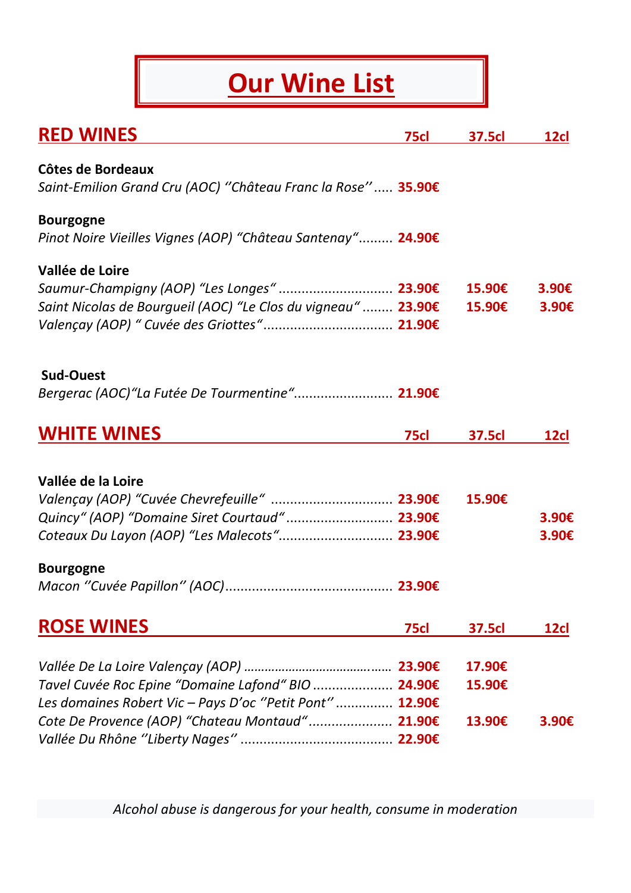# Our Wine List

## RED WINES

| | 75cl | 37.5cl | 12cl |
|---|---|---|---|
| **Côtes de Bordeaux** | | | |
| *Saint-Emilion Grand Cru (AOC) ''Château Franc la Rose''* | 35.90€ | | |
| **Bourgogne** | | | |
| *Pinot Noire Vieilles Vignes (AOP) "Château Santenay"* | 24.90€ | | |
| **Vallée de Loire** | | | |
| *Saumur-Champigny (AOP) "Les Longes"* | 23.90€ | 15.90€ | 3.90€ |
| *Saint Nicolas de Bourgueil (AOC) "Le Clos du vigneau"* | 23.90€ | 15.90€ | 3.90€ |
| *Valençay (AOP) " Cuvée des Griottes"* | 21.90€ | | |
| **Sud-Ouest** | | | |
| *Bergerac (AOC)"La Futée De Tourmentine"* | 21.90€ | | |

## WHITE WINES

| | 75cl | 37.5cl | 12cl |
|---|---|---|---|
| **Vallée de la Loire** | | | |
| *Valençay (AOP) "Cuvée Chevrefeuille"* | 23.90€ | 15.90€ | |
| *Quincy" (AOP) "Domaine Siret Courtaud"* | 23.90€ | | 3.90€ |
| *Coteaux Du Layon (AOP) "Les Malecots"* | 23.90€ | | 3.90€ |
| **Bourgogne** | | | |
| *Macon ''Cuvée Papillon'' (AOC)* | 23.90€ | | |

## ROSE WINES

| | 75cl | 37.5cl | 12cl |
|---|---|---|---|
| *Vallée De La Loire Valençay (AOP)* | 23.90€ | 17.90€ | |
| *Tavel Cuvée Roc Epine "Domaine Lafond" BIO* | 24.90€ | 15.90€ | |
| *Les domaines Robert Vic – Pays D'oc ''Petit Pont''* | 12.90€ | | |
| *Cote De Provence (AOP) "Chateau Montaud"* | 21.90€ | 13.90€ | 3.90€ |
| *Vallée Du Rhône ''Liberty Nages''* | 22.90€ | | |

*Alcohol abuse is dangerous for your health, consume in moderation*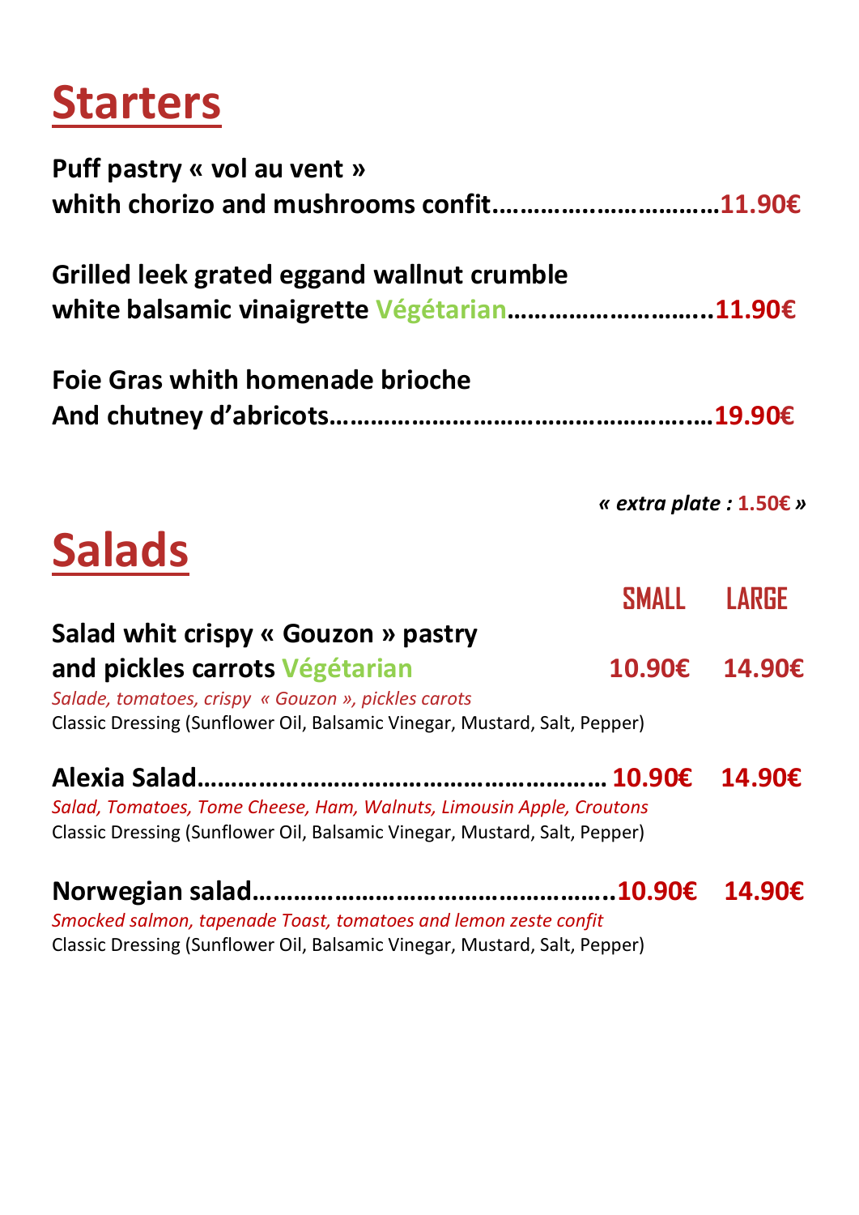# Starters

**Puff pastry « vol au vent »**
**whith chorizo and mushrooms confit…………………………11.90€**

**Grilled leek grated eggand wallnut crumble**
**white balsamic vinaigrette Végétarian………………………..11.90€**

**Foie Gras whith homenade brioche**
**And chutney d'abricots…………………………………………….19.90€**

*« extra plate :* **1.50€** *»*

# Salads

| | SMALL | LARGE |
|---|---|---|
| **Salad whit crispy « Gouzon » pastry and pickles carrots Végétarian** | **10.90€** | **14.90€** |
| **Alexia Salad……………………………………………………** | **10.90€** | **14.90€** |
| **Norwegian salad……………………………………………..** | **10.90€** | **14.90€** |

**Salad whit crispy « Gouzon » pastry and pickles carrots** Végétarian — 10.90€ / 14.90€
*Salade, tomatoes, crispy « Gouzon », pickles carots*
Classic Dressing (Sunflower Oil, Balsamic Vinegar, Mustard, Salt, Pepper)

**Alexia Salad** — 10.90€ / 14.90€
*Salad, Tomatoes, Tome Cheese, Ham, Walnuts, Limousin Apple, Croutons*
Classic Dressing (Sunflower Oil, Balsamic Vinegar, Mustard, Salt, Pepper)

**Norwegian salad** — 10.90€ / 14.90€
*Smocked salmon, tapenade Toast, tomatoes and lemon zeste confit*
Classic Dressing (Sunflower Oil, Balsamic Vinegar, Mustard, Salt, Pepper)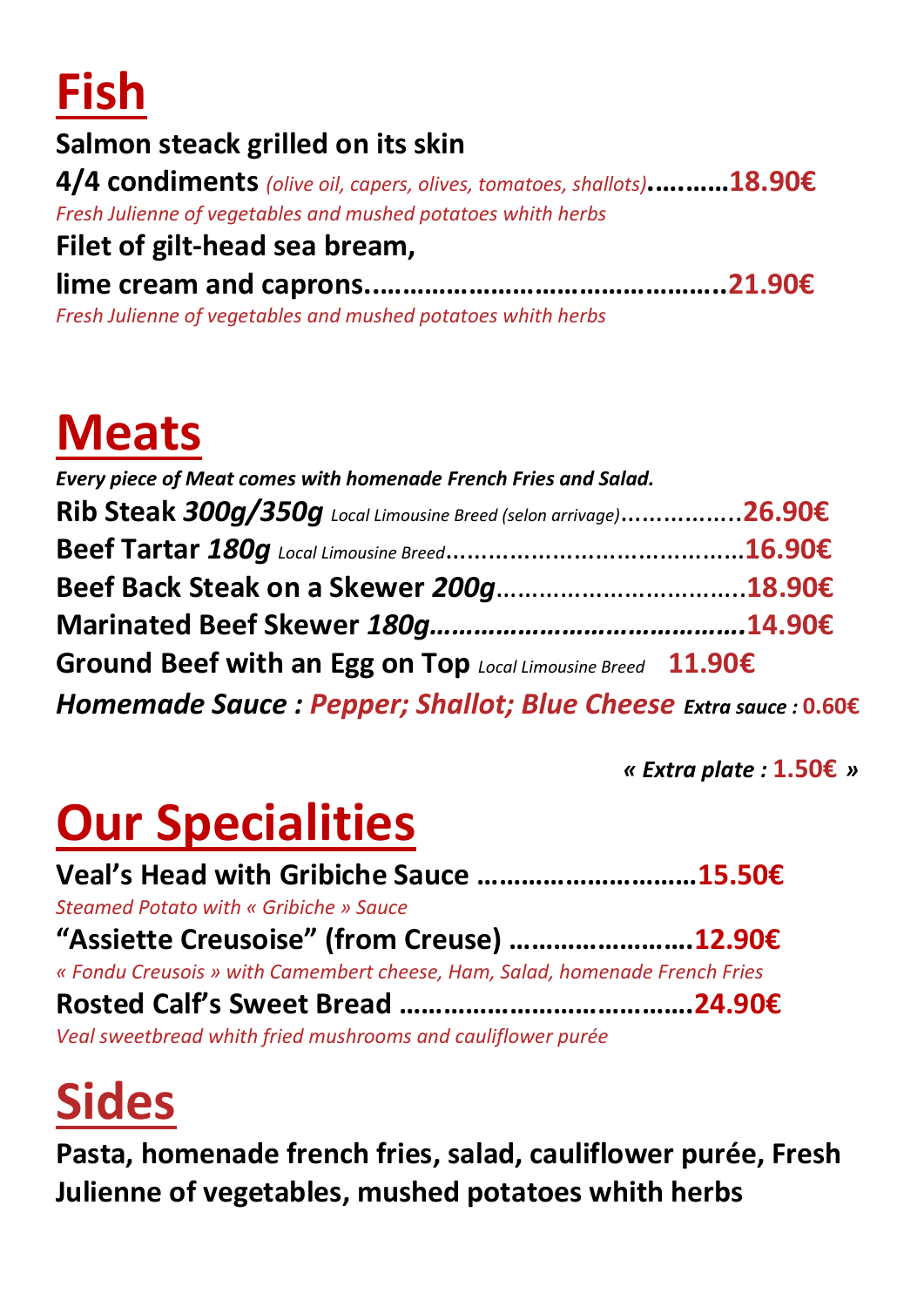# Fish

**Salmon steack grilled on its skin**
**4/4 condiments** *(olive oil, capers, olives, tomatoes, shallots)*……….**18.90€**
*Fresh Julienne of vegetables and mushed potatoes whith herbs*

**Filet of gilt-head sea bream,**
**lime cream and caprons……………………………………..21.90€**
*Fresh Julienne of vegetables and mushed potatoes whith herbs*

# Meats

***Every piece of Meat comes with homenade French Fries and Salad.***

**Rib Steak *300g/350g*** Local Limousine Breed (selon arrivage)……………..**26.90€**
**Beef Tartar *180g*** Local Limousine Breed……………………………………..**16.90€**
**Beef Back Steak on a Skewer *200g***……………………………..**18.90€**
**Marinated Beef Skewer *180g*……………………………………14.90€**
**Ground Beef with an Egg on Top** Local Limousine Breed **11.90€**

***Homemade Sauce : Pepper; Shallot; Blue Cheese*** ***Extra sauce :*** **0.60€**

*« Extra plate :* **1.50€** *»*

# Our Specialities

**Veal's Head with Gribiche Sauce ………………………15.50€**
*Steamed Potato with « Gribiche » Sauce*

**"Assiette Creusoise" (from Creuse) ……………………12.90€**
*« Fondu Creusois » with Camembert cheese, Ham, Salad, homenade French Fries*

**Rosted Calf's Sweet Bread ………………………………24.90€**
*Veal sweetbread whith fried mushrooms and cauliflower purée*

# Sides

**Pasta, homenade french fries, salad, cauliflower purée, Fresh Julienne of vegetables, mushed potatoes whith herbs**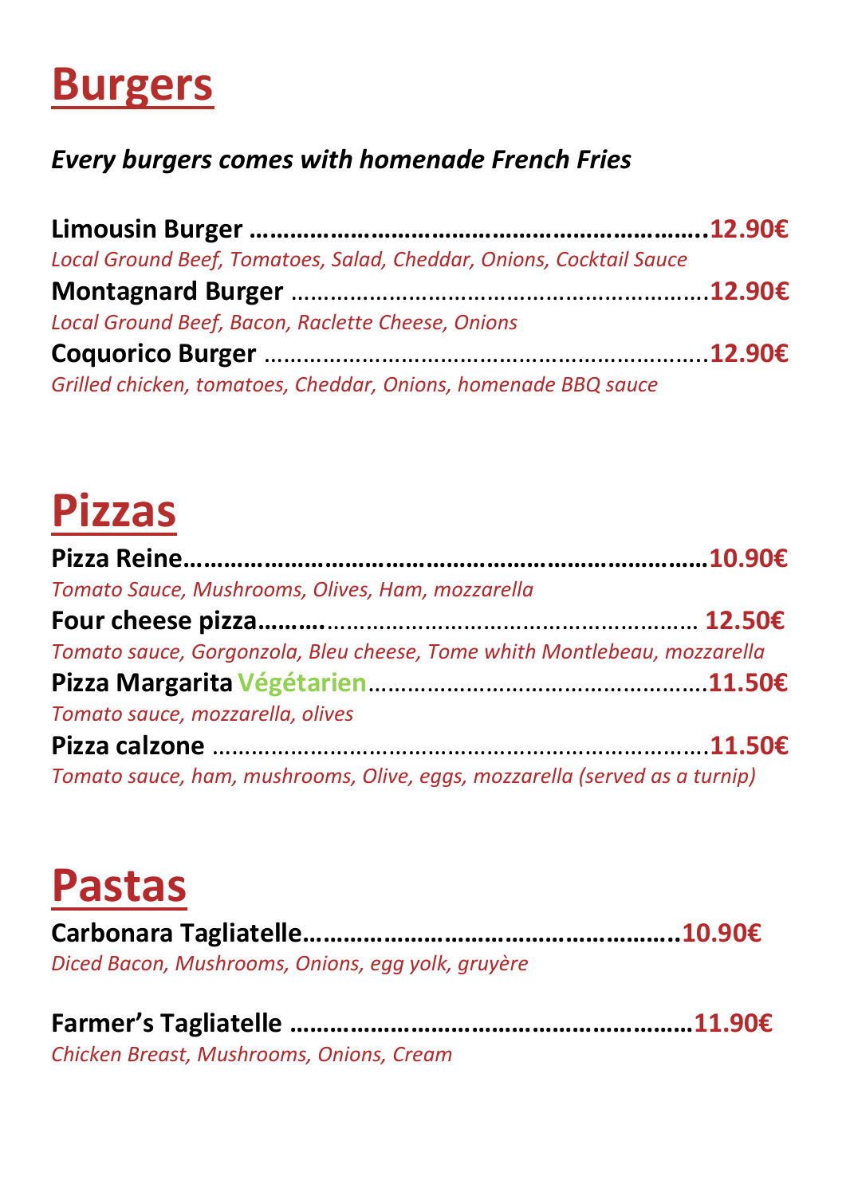# Burgers

***Every burgers comes with homenade French Fries***

**Limousin Burger ……………………………………………………..12.90€**
*Local Ground Beef, Tomatoes, Salad, Cheddar, Onions, Cocktail Sauce*

**Montagnard Burger ……………………………………………………..12.90€**
*Local Ground Beef, Bacon, Raclette Cheese, Onions*

**Coquorico Burger ……………………………………………………..12.90€**
*Grilled chicken, tomatoes, Cheddar, Onions, homenade BBQ sauce*

# Pizzas

**Pizza Reine……………………………………………………………10.90€**
*Tomato Sauce, Mushrooms, Olives, Ham, mozzarella*

**Four cheese pizza……….…………………………………………… 12.50€**
*Tomato sauce, Gorgonzola, Bleu cheese, Tome whith Montlebeau, mozzarella*

**Pizza Margarita Végétarien……………………………………….11.50€**
*Tomato sauce, mozzarella, olives*

**Pizza calzone ………………………………………………………….11.50€**
*Tomato sauce, ham, mushrooms, Olive, eggs, mozzarella (served as a turnip)*

# Pastas

**Carbonara Tagliatelle……………………………………………..10.90€**
*Diced Bacon, Mushrooms, Onions, egg yolk, gruyère*

**Farmer's Tagliatelle ……………………………………………….11.90€**
*Chicken Breast, Mushrooms, Onions, Cream*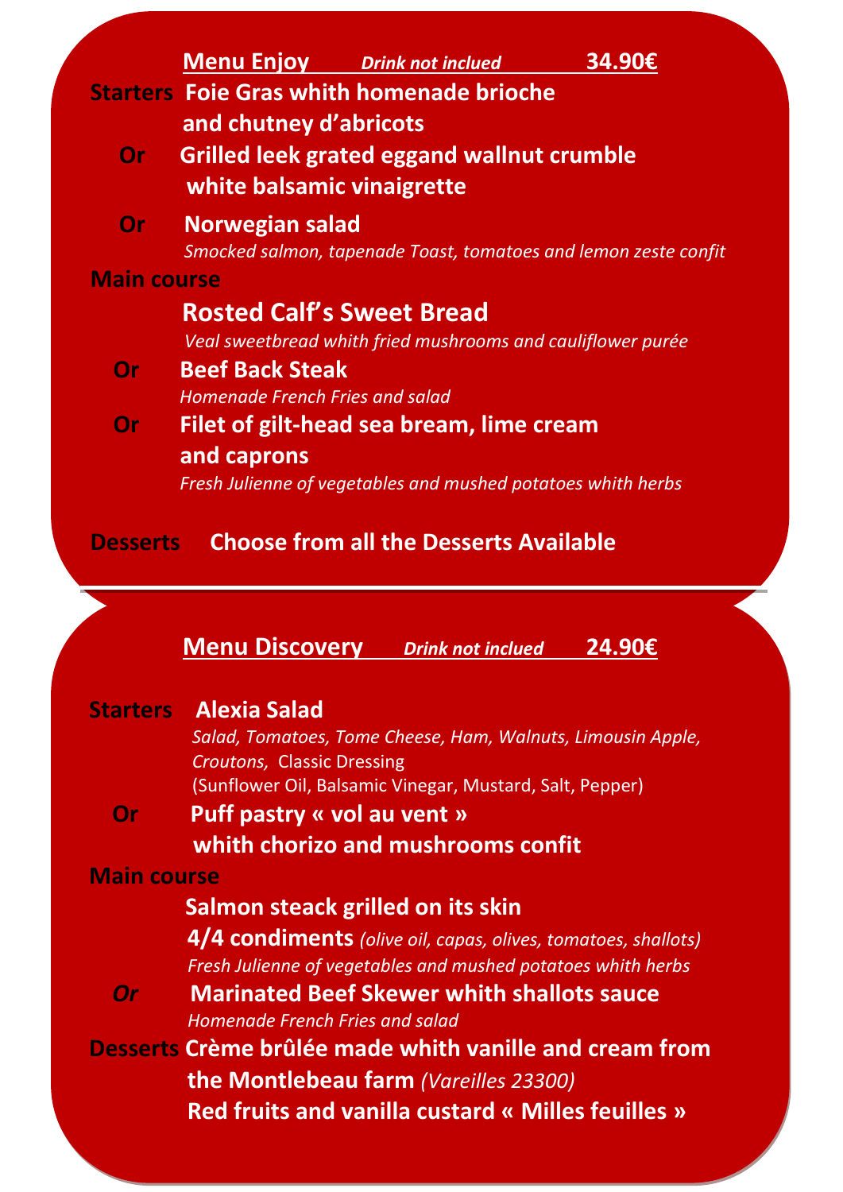## Menu Enjoy *Drink not inclued* 34.90€

**Starters** **Foie Gras whith homenade brioche and chutney d'abricots**

**Or** **Grilled leek grated eggand wallnut crumble white balsamic vinaigrette**

**Or** **Norwegian salad**

*Smocked salmon, tapenade Toast, tomatoes and lemon zeste confit*

**Main course**

**Rosted Calf's Sweet Bread**

*Veal sweetbread whith fried mushrooms and cauliflower purée*

**Or** **Beef Back Steak**

*Homenade French Fries and salad*

**Or** **Filet of gilt-head sea bream, lime cream and caprons**

*Fresh Julienne of vegetables and mushed potatoes whith herbs*

**Desserts** **Choose from all the Desserts Available**

---

## Menu Discovery *Drink not inclued* 24.90€

**Starters** **Alexia Salad**

*Salad, Tomatoes, Tome Cheese, Ham, Walnuts, Limousin Apple, Croutons,* Classic Dressing (Sunflower Oil, Balsamic Vinegar, Mustard, Salt, Pepper)

**Or** **Puff pastry « vol au vent » whith chorizo and mushrooms confit**

**Main course**

**Salmon steack grilled on its skin**

**4/4 condiments** *(olive oil, capas, olives, tomatoes, shallots)*

*Fresh Julienne of vegetables and mushed potatoes whith herbs*

***Or*** **Marinated Beef Skewer whith shallots sauce**

*Homenade French Fries and salad*

**Desserts** **Crème brûlée made whith vanille and cream from the Montlebeau farm** *(Vareilles 23300)*

**Red fruits and vanilla custard « Milles feuilles »**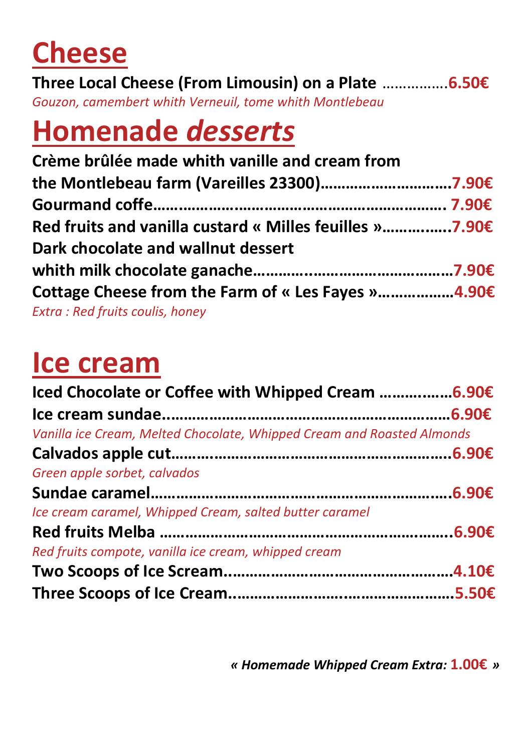# Cheese

**Three Local Cheese (From Limousin) on a Plate …………….6.50€**
*Gouzon, camembert whith Verneuil, tome whith Montlebeau*

# Homenade *desserts*

**Crème brûlée made whith vanille and cream from the Montlebeau farm (Vareilles 23300)…………………………7.90€**
**Gourmand coffe……………………………………………………. 7.90€**
**Red fruits and vanilla custard « Milles feuilles »……..…..7.90€**
**Dark chocolate and wallnut dessert whith milk chocolate ganache……….……………………………7.90€**
**Cottage Cheese from the Farm of « Les Fayes »……………..4.90€**
*Extra : Red fruits coulis, honey*

# Ice cream

**Iced Chocolate or Coffee with Whipped Cream ……..……6.90€**
**Ice cream sundae.…………………………………………………….6.90€**
*Vanilla ice Cream, Melted Chocolate, Whipped Cream and Roasted Almonds*
**Calvados apple cut……..…………………………………………….6.90€**
*Green apple sorbet, calvados*
**Sundae caramel…………………………………………………..….6.90€**
*Ice cream caramel, Whipped Cream, salted butter caramel*
**Red fruits Melba ……………………………………………………..6.90€**
*Red fruits compote, vanilla ice cream, whipped cream*
**Two Scoops of Ice Scream..……………………………………….4.10€**
**Three Scoops of Ice Cream……………………..………………….5.50€**

***« Homemade Whipped Cream Extra:* 1.00€ *»***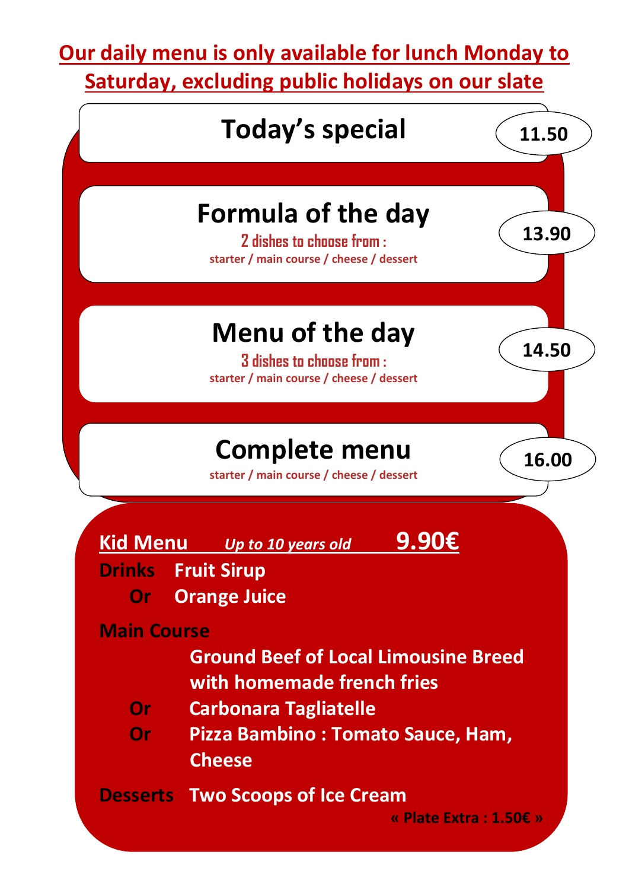**Our daily menu is only available for lunch Monday to Saturday, excluding public holidays on our slate**

## Today's special

**11.50**

## Formula of the day

**2 dishes to choose from :**

starter / main course / cheese / dessert

**13.90**

## Menu of the day

**3 dishes to choose from :**

starter / main course / cheese / dessert

**14.50**

## Complete menu

starter / main course / cheese / dessert

**16.00**

## Kid Menu *Up to 10 years old* 9.90€

**Drinks** Fruit Sirup

**Or** Orange Juice

**Main Course**

Ground Beef of Local Limousine Breed with homemade french fries

**Or** Carbonara Tagliatelle

**Or** Pizza Bambino : Tomato Sauce, Ham, Cheese

**Desserts** Two Scoops of Ice Cream

« Plate Extra : 1.50€ »